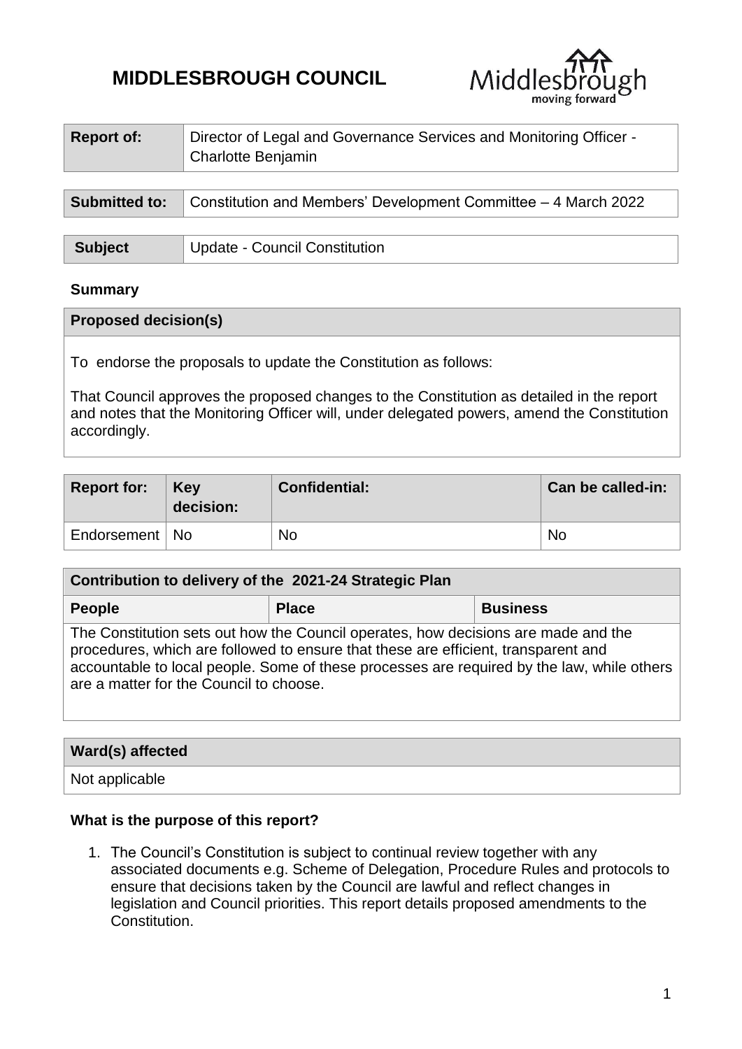# MIDDLESBROUGH COUNCIL

| Report of: | Director of Legal and Governance Services and Monitoring Officer - Charlotte Benjamin |
|---|---|

| Submitted to: | Constitution and Members' Development Committee – 4 March 2022 |
|---|---|

| Subject | Update - Council Constitution |
|---|---|

### Summary

| Proposed decision(s) |
|---|
| To endorse the proposals to update the Constitution as follows:<br><br>That Council approves the proposed changes to the Constitution as detailed in the report and notes that the Monitoring Officer will, under delegated powers, amend the Constitution accordingly. |

| Report for: | Key decision: | Confidential: | Can be called-in: |
|---|---|---|---|
| Endorsement | No | No | No |

| Contribution to delivery of the 2021-24 Strategic Plan | | |
|---|---|---|
| **People** | **Place** | **Business** |
| The Constitution sets out how the Council operates, how decisions are made and the procedures, which are followed to ensure that these are efficient, transparent and accountable to local people. Some of these processes are required by the law, while others are a matter for the Council to choose. | | |

| Ward(s) affected |
|---|
| Not applicable |

### What is the purpose of this report?

1. The Council's Constitution is subject to continual review together with any associated documents e.g. Scheme of Delegation, Procedure Rules and protocols to ensure that decisions taken by the Council are lawful and reflect changes in legislation and Council priorities. This report details proposed amendments to the Constitution.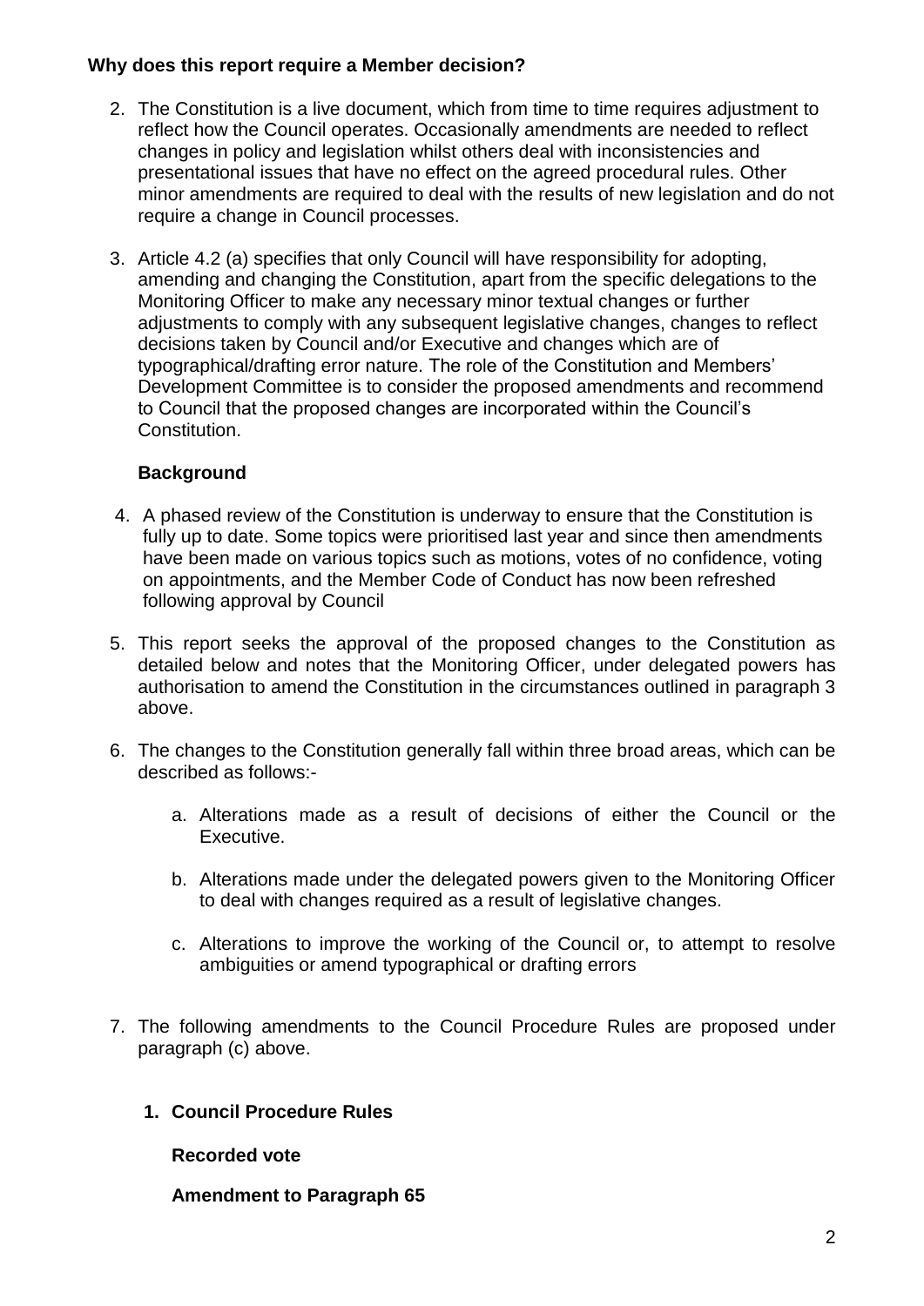**Why does this report require a Member decision?**

2. The Constitution is a live document, which from time to time requires adjustment to reflect how the Council operates. Occasionally amendments are needed to reflect changes in policy and legislation whilst others deal with inconsistencies and presentational issues that have no effect on the agreed procedural rules. Other minor amendments are required to deal with the results of new legislation and do not require a change in Council processes.

3. Article 4.2 (a) specifies that only Council will have responsibility for adopting, amending and changing the Constitution, apart from the specific delegations to the Monitoring Officer to make any necessary minor textual changes or further adjustments to comply with any subsequent legislative changes, changes to reflect decisions taken by Council and/or Executive and changes which are of typographical/drafting error nature. The role of the Constitution and Members' Development Committee is to consider the proposed amendments and recommend to Council that the proposed changes are incorporated within the Council's Constitution.

**Background**

4. A phased review of the Constitution is underway to ensure that the Constitution is fully up to date. Some topics were prioritised last year and since then amendments have been made on various topics such as motions, votes of no confidence, voting on appointments, and the Member Code of Conduct has now been refreshed following approval by Council

5. This report seeks the approval of the proposed changes to the Constitution as detailed below and notes that the Monitoring Officer, under delegated powers has authorisation to amend the Constitution in the circumstances outlined in paragraph 3 above.

6. The changes to the Constitution generally fall within three broad areas, which can be described as follows:-

    a. Alterations made as a result of decisions of either the Council or the Executive.

    b. Alterations made under the delegated powers given to the Monitoring Officer to deal with changes required as a result of legislative changes.

    c. Alterations to improve the working of the Council or, to attempt to resolve ambiguities or amend typographical or drafting errors

7. The following amendments to the Council Procedure Rules are proposed under paragraph (c) above.

    **1. Council Procedure Rules**

    **Recorded vote**

    **Amendment to Paragraph 65**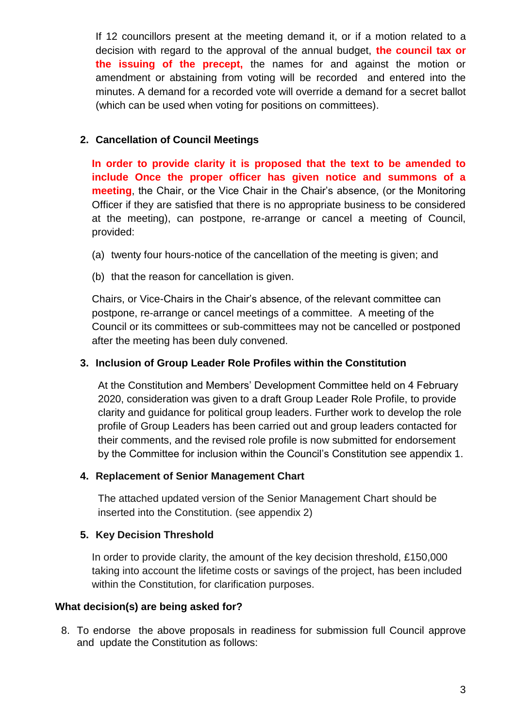If 12 councillors present at the meeting demand it, or if a motion related to a decision with regard to the approval of the annual budget, **the council tax or the issuing of the precept,** the names for and against the motion or amendment or abstaining from voting will be recorded and entered into the minutes. A demand for a recorded vote will override a demand for a secret ballot (which can be used when voting for positions on committees).

2. **Cancellation of Council Meetings**

   **In order to provide clarity it is proposed that the text to be amended to include Once the proper officer has given notice and summons of a meeting**, the Chair, or the Vice Chair in the Chair's absence, (or the Monitoring Officer if they are satisfied that there is no appropriate business to be considered at the meeting), can postpone, re-arrange or cancel a meeting of Council, provided:

   (a) twenty four hours-notice of the cancellation of the meeting is given; and

   (b) that the reason for cancellation is given.

   Chairs, or Vice-Chairs in the Chair's absence, of the relevant committee can postpone, re-arrange or cancel meetings of a committee. A meeting of the Council or its committees or sub-committees may not be cancelled or postponed after the meeting has been duly convened.

3. **Inclusion of Group Leader Role Profiles within the Constitution**

   At the Constitution and Members' Development Committee held on 4 February 2020, consideration was given to a draft Group Leader Role Profile, to provide clarity and guidance for political group leaders. Further work to develop the role profile of Group Leaders has been carried out and group leaders contacted for their comments, and the revised role profile is now submitted for endorsement by the Committee for inclusion within the Council's Constitution see appendix 1.

4. **Replacement of Senior Management Chart**

   The attached updated version of the Senior Management Chart should be inserted into the Constitution. (see appendix 2)

5. **Key Decision Threshold**

   In order to provide clarity, the amount of the key decision threshold, £150,000 taking into account the lifetime costs or savings of the project, has been included within the Constitution, for clarification purposes.

**What decision(s) are being asked for?**

8. To endorse the above proposals in readiness for submission full Council approve and update the Constitution as follows: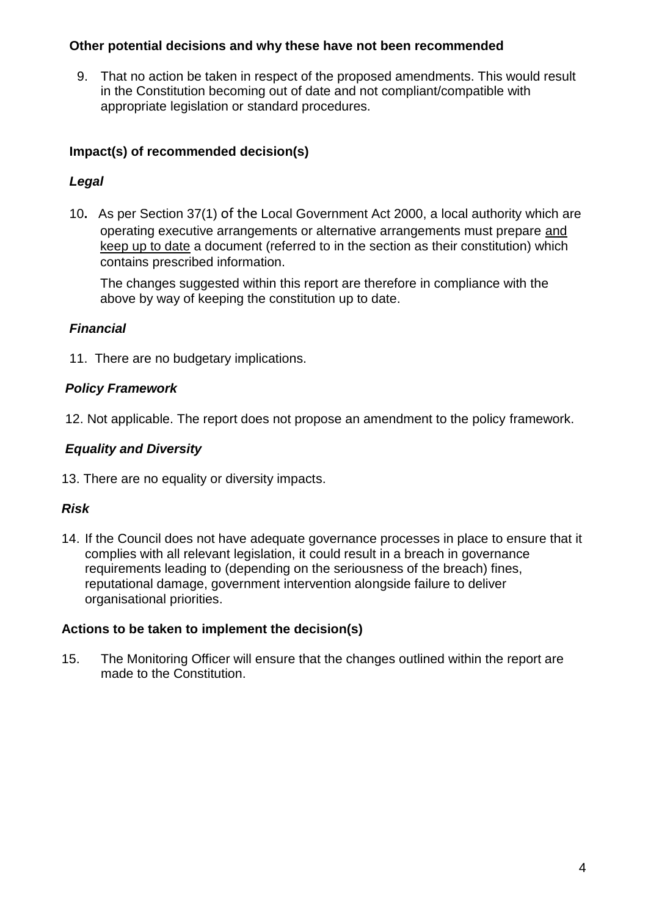**Other potential decisions and why these have not been recommended**

9. That no action be taken in respect of the proposed amendments. This would result in the Constitution becoming out of date and not compliant/compatible with appropriate legislation or standard procedures.

**Impact(s) of recommended decision(s)**

***Legal***

10. As per Section 37(1) of the Local Government Act 2000, a local authority which are operating executive arrangements or alternative arrangements must prepare <u>and keep up to date</u> a document (referred to in the section as their constitution) which contains prescribed information.

    The changes suggested within this report are therefore in compliance with the above by way of keeping the constitution up to date.

***Financial***

11. There are no budgetary implications.

***Policy Framework***

12. Not applicable. The report does not propose an amendment to the policy framework.

***Equality and Diversity***

13. There are no equality or diversity impacts.

***Risk***

14. If the Council does not have adequate governance processes in place to ensure that it complies with all relevant legislation, it could result in a breach in governance requirements leading to (depending on the seriousness of the breach) fines, reputational damage, government intervention alongside failure to deliver organisational priorities.

**Actions to be taken to implement the decision(s)**

15. The Monitoring Officer will ensure that the changes outlined within the report are made to the Constitution.